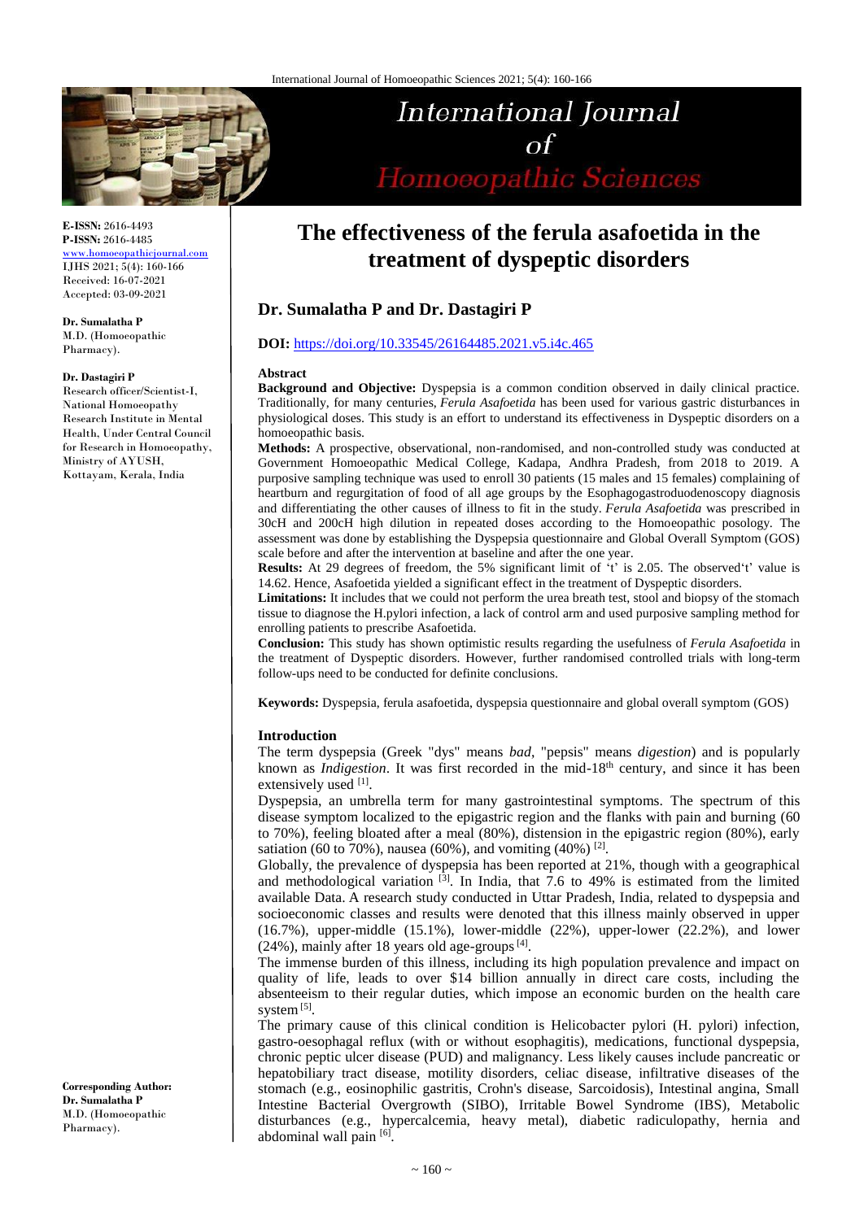# The effectiveness of the ferula asafoetida in the treatment of dyspeptic disorders

## Dr. Sumalatha P and Dr. Dastagiri P

**DOI:** https://doi.org/10.33545/26164485.2021.v5.i4c.465

**E-ISSN:** 2616-4493
**P-ISSN:** 2616-4485
www.homoeopathicjournal.com
IJHS 2021; 5(4): 160-166
Received: 16-07-2021
Accepted: 03-09-2021

**Dr. Sumalatha P**
M.D. (Homoeopathic Pharmacy).

**Dr. Dastagiri P**
Research officer/Scientist-I, National Homoeopathy Research Institute in Mental Health, Under Central Council for Research in Homoeopathy, Ministry of AYUSH, Kottayam, Kerala, India

**Corresponding Author:**
**Dr. Sumalatha P**
M.D. (Homoeopathic Pharmacy).

### Abstract

**Background and Objective:** Dyspepsia is a common condition observed in daily clinical practice. Traditionally, for many centuries, *Ferula Asafoetida* has been used for various gastric disturbances in physiological doses. This study is an effort to understand its effectiveness in Dyspeptic disorders on a homoeopathic basis.

**Methods:** A prospective, observational, non-randomised, and non-controlled study was conducted at Government Homoeopathic Medical College, Kadapa, Andhra Pradesh, from 2018 to 2019. A purposive sampling technique was used to enroll 30 patients (15 males and 15 females) complaining of heartburn and regurgitation of food of all age groups by the Esophagogastroduodenoscopy diagnosis and differentiating the other causes of illness to fit in the study. *Ferula Asafoetida* was prescribed in 30cH and 200cH high dilution in repeated doses according to the Homoeopathic posology. The assessment was done by establishing the Dyspepsia questionnaire and Global Overall Symptom (GOS) scale before and after the intervention at baseline and after the one year.

**Results:** At 29 degrees of freedom, the 5% significant limit of 't' is 2.05. The observed't' value is 14.62. Hence, Asafoetida yielded a significant effect in the treatment of Dyspeptic disorders.

**Limitations:** It includes that we could not perform the urea breath test, stool and biopsy of the stomach tissue to diagnose the H.pylori infection, a lack of control arm and used purposive sampling method for enrolling patients to prescribe Asafoetida.

**Conclusion:** This study has shown optimistic results regarding the usefulness of *Ferula Asafoetida* in the treatment of Dyspeptic disorders. However, further randomised controlled trials with long-term follow-ups need to be conducted for definite conclusions.

**Keywords:** Dyspepsia, ferula asafoetida, dyspepsia questionnaire and global overall symptom (GOS)

### Introduction

The term dyspepsia (Greek "dys" means *bad*, "pepsis" means *digestion*) and is popularly known as *Indigestion*. It was first recorded in the mid-18th century, and since it has been extensively used [1].

Dyspepsia, an umbrella term for many gastrointestinal symptoms. The spectrum of this disease symptom localized to the epigastric region and the flanks with pain and burning (60 to 70%), feeling bloated after a meal (80%), distension in the epigastric region (80%), early satiation (60 to 70%), nausea (60%), and vomiting (40%) [2].

Globally, the prevalence of dyspepsia has been reported at 21%, though with a geographical and methodological variation [3]. In India, that 7.6 to 49% is estimated from the limited available Data. A research study conducted in Uttar Pradesh, India, related to dyspepsia and socioeconomic classes and results were denoted that this illness mainly observed in upper (16.7%), upper-middle (15.1%), lower-middle (22%), upper-lower (22.2%), and lower (24%), mainly after 18 years old age-groups [4].

The immense burden of this illness, including its high population prevalence and impact on quality of life, leads to over $14 billion annually in direct care costs, including the absenteeism to their regular duties, which impose an economic burden on the health care system [5].

The primary cause of this clinical condition is Helicobacter pylori (H. pylori) infection, gastro-oesophagal reflux (with or without esophagitis), medications, functional dyspepsia, chronic peptic ulcer disease (PUD) and malignancy. Less likely causes include pancreatic or hepatobiliary tract disease, motility disorders, celiac disease, infiltrative diseases of the stomach (e.g., eosinophilic gastritis, Crohn's disease, Sarcoidosis), Intestinal angina, Small Intestine Bacterial Overgrowth (SIBO), Irritable Bowel Syndrome (IBS), Metabolic disturbances (e.g., hypercalcemia, heavy metal), diabetic radiculopathy, hernia and abdominal wall pain [6].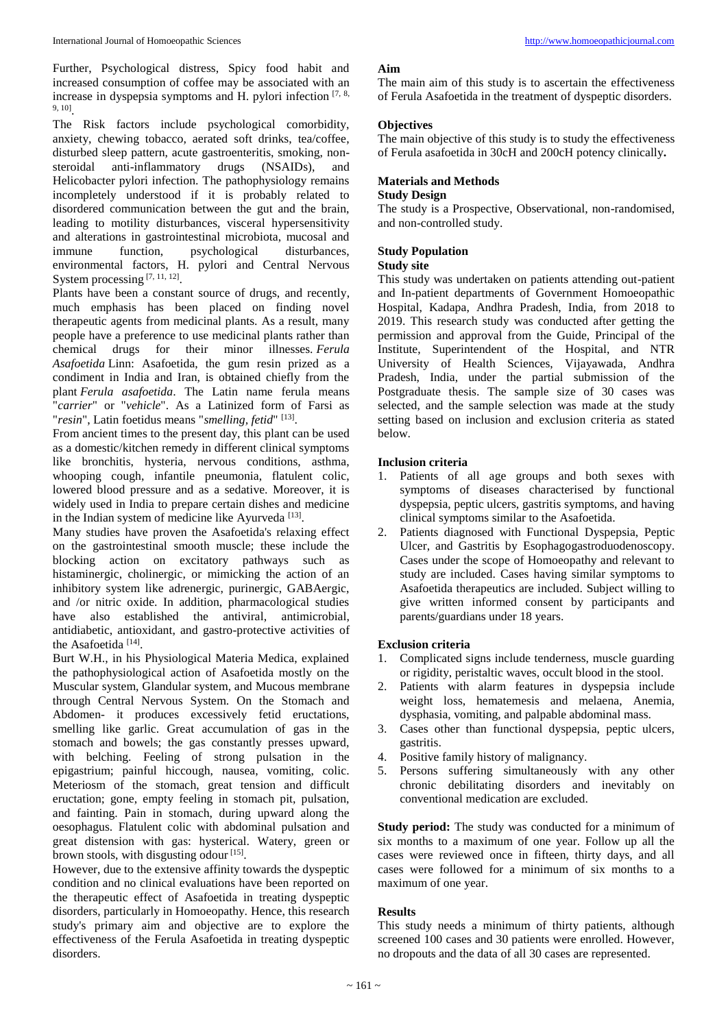Further, Psychological distress, Spicy food habit and increased consumption of coffee may be associated with an increase in dyspepsia symptoms and H. pylori infection [7, 8, 9, 10].

The Risk factors include psychological comorbidity, anxiety, chewing tobacco, aerated soft drinks, tea/coffee, disturbed sleep pattern, acute gastroenteritis, smoking, non-steroidal anti-inflammatory drugs (NSAIDs), and Helicobacter pylori infection. The pathophysiology remains incompletely understood if it is probably related to disordered communication between the gut and the brain, leading to motility disturbances, visceral hypersensitivity and alterations in gastrointestinal microbiota, mucosal and immune function, psychological disturbances, environmental factors, H. pylori and Central Nervous System processing [7, 11, 12].

Plants have been a constant source of drugs, and recently, much emphasis has been placed on finding novel therapeutic agents from medicinal plants. As a result, many people have a preference to use medicinal plants rather than chemical drugs for their minor illnesses. *Ferula Asafoetida* Linn: Asafoetida, the gum resin prized as a condiment in India and Iran, is obtained chiefly from the plant *Ferula asafoetida*. The Latin name ferula means "*carrier*" or "*vehicle*". As a Latinized form of Farsi as "*resin*", Latin foetidus means "*smelling, fetid*" [13].

From ancient times to the present day, this plant can be used as a domestic/kitchen remedy in different clinical symptoms like bronchitis, hysteria, nervous conditions, asthma, whooping cough, infantile pneumonia, flatulent colic, lowered blood pressure and as a sedative. Moreover, it is widely used in India to prepare certain dishes and medicine in the Indian system of medicine like Ayurveda [13].

Many studies have proven the Asafoetida's relaxing effect on the gastrointestinal smooth muscle; these include the blocking action on excitatory pathways such as histaminergic, cholinergic, or mimicking the action of an inhibitory system like adrenergic, purinergic, GABAergic, and /or nitric oxide. In addition, pharmacological studies have also established the antiviral, antimicrobial, antidiabetic, antioxidant, and gastro-protective activities of the Asafoetida [14].

Burt W.H., in his Physiological Materia Medica, explained the pathophysiological action of Asafoetida mostly on the Muscular system, Glandular system, and Mucous membrane through Central Nervous System. On the Stomach and Abdomen- it produces excessively fetid eructations, smelling like garlic. Great accumulation of gas in the stomach and bowels; the gas constantly presses upward, with belching. Feeling of strong pulsation in the epigastrium; painful hiccough, nausea, vomiting, colic. Meteriosm of the stomach, great tension and difficult eructation; gone, empty feeling in stomach pit, pulsation, and fainting. Pain in stomach, during upward along the oesophagus. Flatulent colic with abdominal pulsation and great distension with gas: hysterical. Watery, green or brown stools, with disgusting odour [15].

However, due to the extensive affinity towards the dyspeptic condition and no clinical evaluations have been reported on the therapeutic effect of Asafoetida in treating dyspeptic disorders, particularly in Homoeopathy. Hence, this research study's primary aim and objective are to explore the effectiveness of the Ferula Asafoetida in treating dyspeptic disorders.

## Aim

The main aim of this study is to ascertain the effectiveness of Ferula Asafoetida in the treatment of dyspeptic disorders.

## Objectives

The main objective of this study is to study the effectiveness of Ferula asafoetida in 30cH and 200cH potency clinically**.**

## Materials and Methods

### Study Design

The study is a Prospective, Observational, non-randomised, and non-controlled study.

### Study Population

#### Study site

This study was undertaken on patients attending out-patient and In-patient departments of Government Homoeopathic Hospital, Kadapa, Andhra Pradesh, India, from 2018 to 2019. This research study was conducted after getting the permission and approval from the Guide, Principal of the Institute, Superintendent of the Hospital, and NTR University of Health Sciences, Vijayawada, Andhra Pradesh, India, under the partial submission of the Postgraduate thesis. The sample size of 30 cases was selected, and the sample selection was made at the study setting based on inclusion and exclusion criteria as stated below.

### Inclusion criteria

1. Patients of all age groups and both sexes with symptoms of diseases characterised by functional dyspepsia, peptic ulcers, gastritis symptoms, and having clinical symptoms similar to the Asafoetida.
2. Patients diagnosed with Functional Dyspepsia, Peptic Ulcer, and Gastritis by Esophagogastroduodenoscopy. Cases under the scope of Homoeopathy and relevant to study are included. Cases having similar symptoms to Asafoetida therapeutics are included. Subject willing to give written informed consent by participants and parents/guardians under 18 years.

### Exclusion criteria

1. Complicated signs include tenderness, muscle guarding or rigidity, peristaltic waves, occult blood in the stool.
2. Patients with alarm features in dyspepsia include weight loss, hematemesis and melaena, Anemia, dysphasia, vomiting, and palpable abdominal mass.
3. Cases other than functional dyspepsia, peptic ulcers, gastritis.
4. Positive family history of malignancy.
5. Persons suffering simultaneously with any other chronic debilitating disorders and inevitably on conventional medication are excluded.

**Study period:** The study was conducted for a minimum of six months to a maximum of one year. Follow up all the cases were reviewed once in fifteen, thirty days, and all cases were followed for a minimum of six months to a maximum of one year.

## Results

This study needs a minimum of thirty patients, although screened 100 cases and 30 patients were enrolled. However, no dropouts and the data of all 30 cases are represented.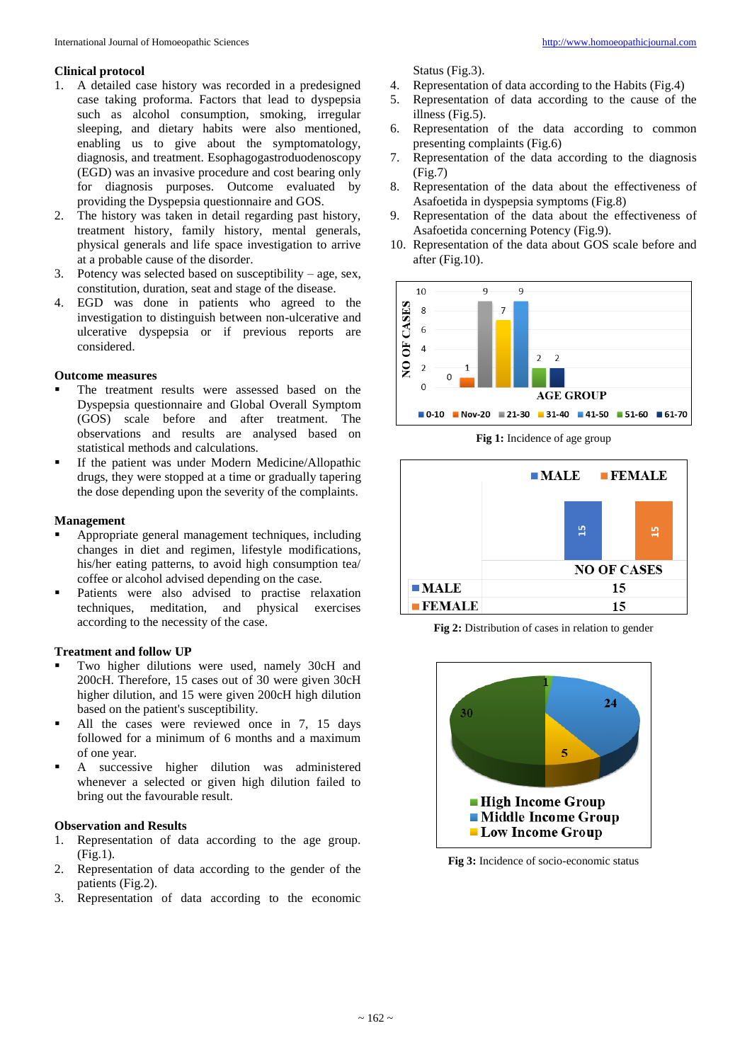### Clinical protocol

1. A detailed case history was recorded in a predesigned case taking proforma. Factors that lead to dyspepsia such as alcohol consumption, smoking, irregular sleeping, and dietary habits were also mentioned, enabling us to give about the symptomatology, diagnosis, and treatment. Esophagogastroduodenoscopy (EGD) was an invasive procedure and cost bearing only for diagnosis purposes. Outcome evaluated by providing the Dyspepsia questionnaire and GOS.
2. The history was taken in detail regarding past history, treatment history, family history, mental generals, physical generals and life space investigation to arrive at a probable cause of the disorder.
3. Potency was selected based on susceptibility – age, sex, constitution, duration, seat and stage of the disease.
4. EGD was done in patients who agreed to the investigation to distinguish between non-ulcerative and ulcerative dyspepsia or if previous reports are considered.

### Outcome measures

- The treatment results were assessed based on the Dyspepsia questionnaire and Global Overall Symptom (GOS) scale before and after treatment. The observations and results are analysed based on statistical methods and calculations.
- If the patient was under Modern Medicine/Allopathic drugs, they were stopped at a time or gradually tapering the dose depending upon the severity of the complaints.

### Management

- Appropriate general management techniques, including changes in diet and regimen, lifestyle modifications, his/her eating patterns, to avoid high consumption tea/ coffee or alcohol advised depending on the case.
- Patients were also advised to practise relaxation techniques, meditation, and physical exercises according to the necessity of the case.

### Treatment and follow UP

- Two higher dilutions were used, namely 30cH and 200cH. Therefore, 15 cases out of 30 were given 30cH higher dilution, and 15 were given 200cH high dilution based on the patient's susceptibility.
- All the cases were reviewed once in 7, 15 days followed for a minimum of 6 months and a maximum of one year.
- A successive higher dilution was administered whenever a selected or given high dilution failed to bring out the favourable result.

### Observation and Results

1. Representation of data according to the age group. (Fig.1).
2. Representation of data according to the gender of the patients (Fig.2).
3. Representation of data according to the economic Status (Fig.3).
4. Representation of data according to the Habits (Fig.4)
5. Representation of data according to the cause of the illness (Fig.5).
6. Representation of the data according to common presenting complaints (Fig.6)
7. Representation of the data according to the diagnosis (Fig.7)
8. Representation of the data about the effectiveness of Asafoetida in dyspepsia symptoms (Fig.8)
9. Representation of the data about the effectiveness of Asafoetida concerning Potency (Fig.9).
10. Representation of the data about GOS scale before and after (Fig.10).

**Fig 1:** Incidence of age group

| | NO OF CASES |
|---|---|
| MALE | 15 |
| FEMALE | 15 |

**Fig 2:** Distribution of cases in relation to gender

**Fig 3:** Incidence of socio-economic status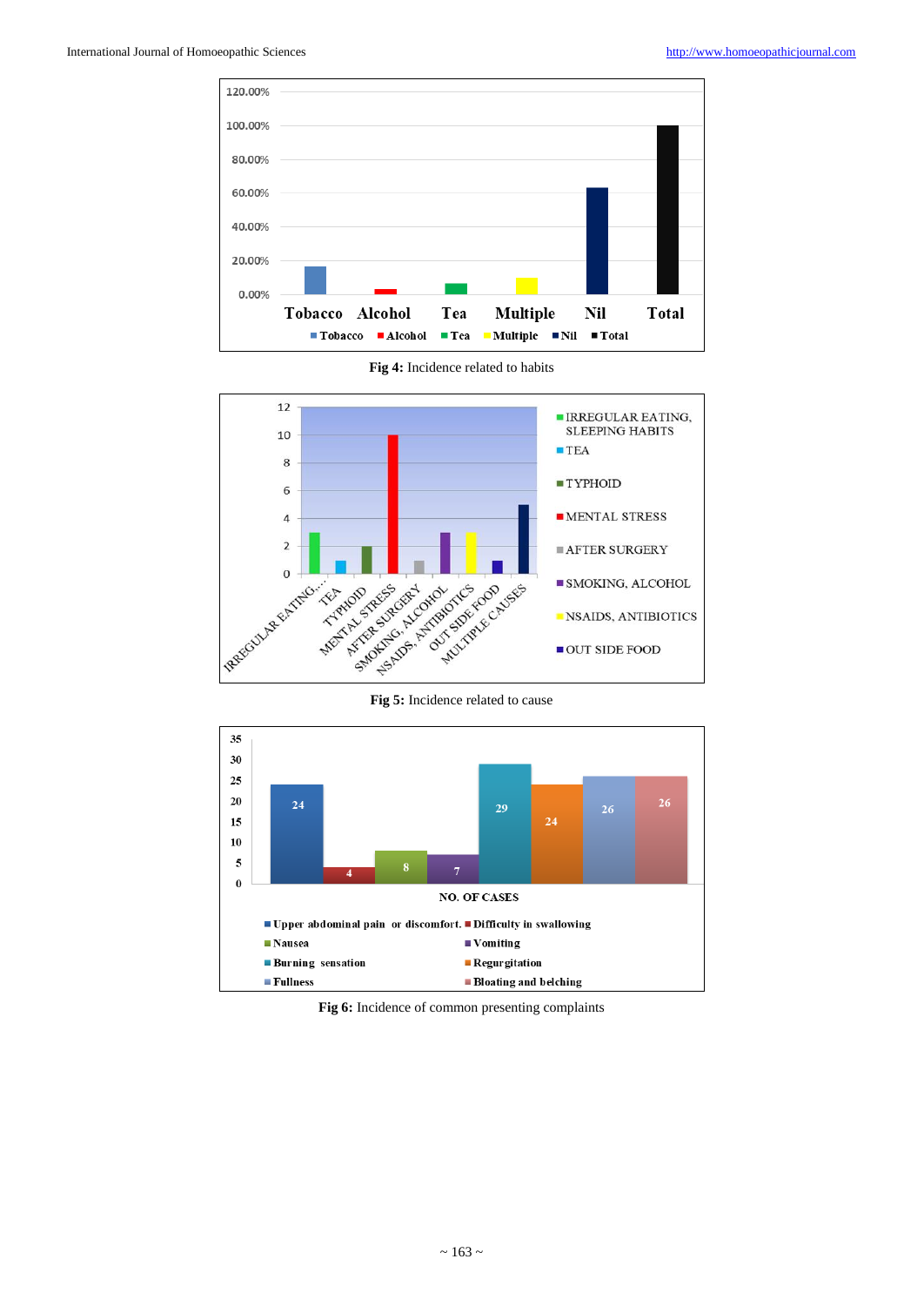Fig 4: Incidence related to habits

Fig 5: Incidence related to cause

Fig 6: Incidence of common presenting complaints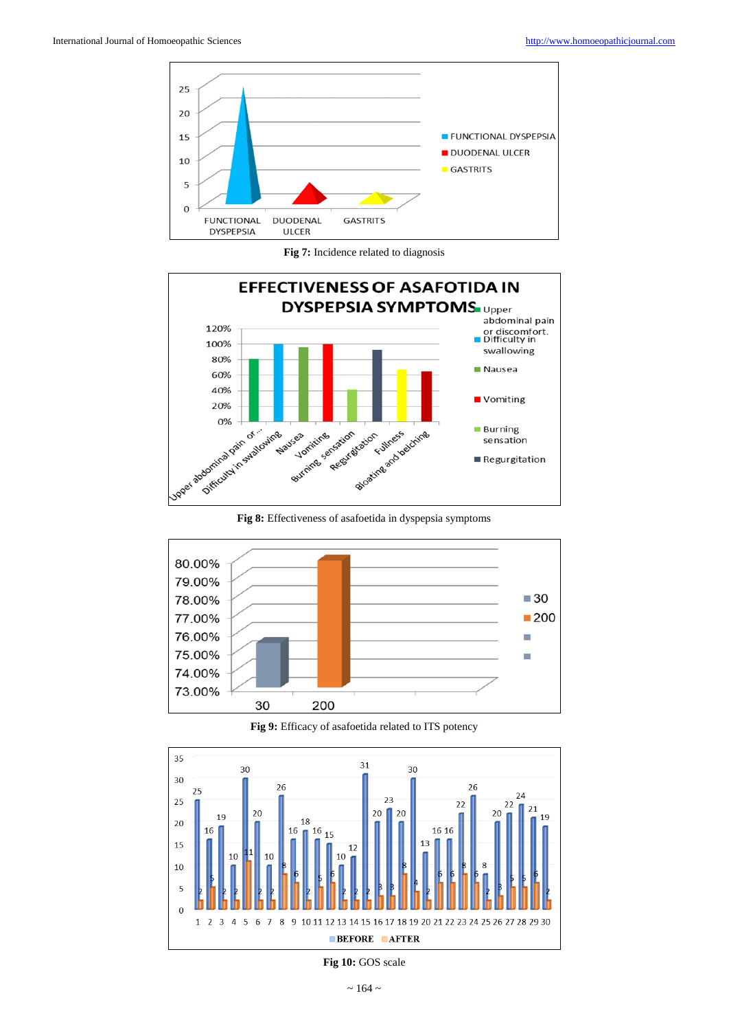Fig 7: Incidence related to diagnosis

Fig 8: Effectiveness of asafoetida in dyspepsia symptoms

Fig 9: Efficacy of asafoetida related to ITS potency

Fig 10: GOS scale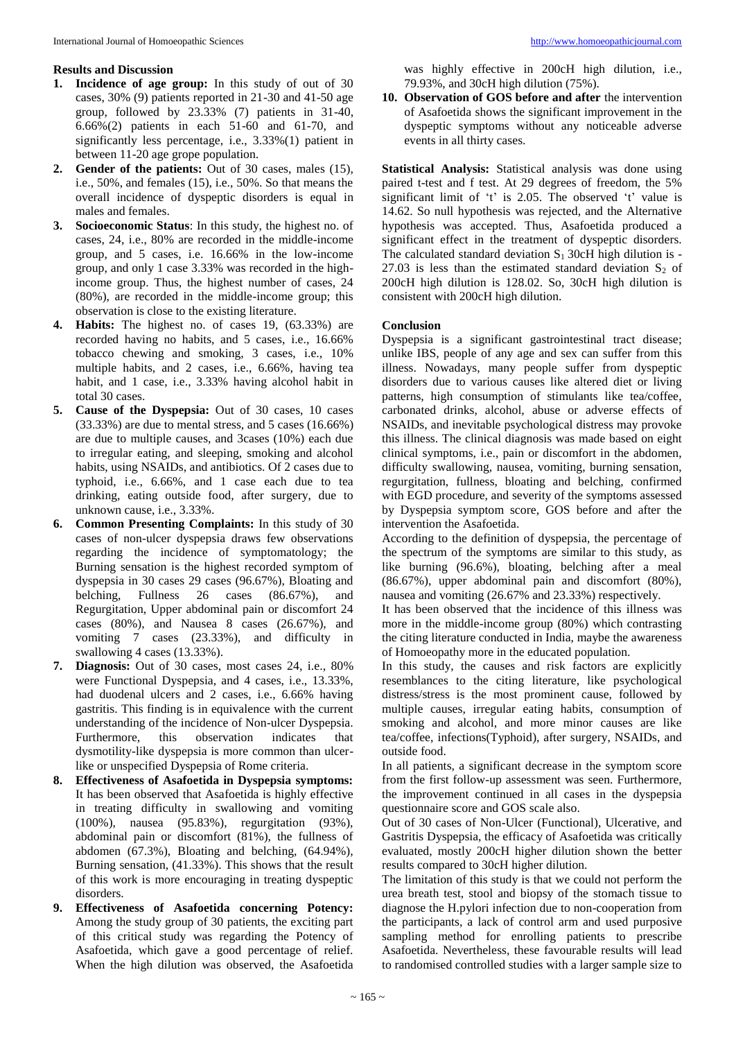### Results and Discussion

1. **Incidence of age group:** In this study of out of 30 cases, 30% (9) patients reported in 21-30 and 41-50 age group, followed by 23.33% (7) patients in 31-40, 6.66%(2) patients in each 51-60 and 61-70, and significantly less percentage, i.e., 3.33%(1) patient in between 11-20 age grope population.
2. **Gender of the patients:** Out of 30 cases, males (15), i.e., 50%, and females (15), i.e., 50%. So that means the overall incidence of dyspeptic disorders is equal in males and females.
3. **Socioeconomic Status**: In this study, the highest no. of cases, 24, i.e., 80% are recorded in the middle-income group, and 5 cases, i.e. 16.66% in the low-income group, and only 1 case 3.33% was recorded in the high-income group. Thus, the highest number of cases, 24 (80%), are recorded in the middle-income group; this observation is close to the existing literature.
4. **Habits:** The highest no. of cases 19, (63.33%) are recorded having no habits, and 5 cases, i.e., 16.66% tobacco chewing and smoking, 3 cases, i.e., 10% multiple habits, and 2 cases, i.e., 6.66%, having tea habit, and 1 case, i.e., 3.33% having alcohol habit in total 30 cases.
5. **Cause of the Dyspepsia:** Out of 30 cases, 10 cases (33.33%) are due to mental stress, and 5 cases (16.66%) are due to multiple causes, and 3cases (10%) each due to irregular eating, and sleeping, smoking and alcohol habits, using NSAIDs, and antibiotics. Of 2 cases due to typhoid, i.e., 6.66%, and 1 case each due to tea drinking, eating outside food, after surgery, due to unknown cause, i.e., 3.33%.
6. **Common Presenting Complaints:** In this study of 30 cases of non-ulcer dyspepsia draws few observations regarding the incidence of symptomatology; the Burning sensation is the highest recorded symptom of dyspepsia in 30 cases 29 cases (96.67%), Bloating and belching, Fullness 26 cases (86.67%), and Regurgitation, Upper abdominal pain or discomfort 24 cases (80%), and Nausea 8 cases (26.67%), and vomiting 7 cases (23.33%), and difficulty in swallowing 4 cases (13.33%).
7. **Diagnosis:** Out of 30 cases, most cases 24, i.e., 80% were Functional Dyspepsia, and 4 cases, i.e., 13.33%, had duodenal ulcers and 2 cases, i.e., 6.66% having gastritis. This finding is in equivalence with the current understanding of the incidence of Non-ulcer Dyspepsia. Furthermore, this observation indicates that dysmotility-like dyspepsia is more common than ulcer-like or unspecified Dyspepsia of Rome criteria.
8. **Effectiveness of Asafoetida in Dyspepsia symptoms:** It has been observed that Asafoetida is highly effective in treating difficulty in swallowing and vomiting (100%), nausea (95.83%), regurgitation (93%), abdominal pain or discomfort (81%), the fullness of abdomen (67.3%), Bloating and belching, (64.94%), Burning sensation, (41.33%). This shows that the result of this work is more encouraging in treating dyspeptic disorders.
9. **Effectiveness of Asafoetida concerning Potency:** Among the study group of 30 patients, the exciting part of this critical study was regarding the Potency of Asafoetida, which gave a good percentage of relief. When the high dilution was observed, the Asafoetida was highly effective in 200cH high dilution, i.e., 79.93%, and 30cH high dilution (75%).
10. **Observation of GOS before and after** the intervention of Asafoetida shows the significant improvement in the dyspeptic symptoms without any noticeable adverse events in all thirty cases.

**Statistical Analysis:** Statistical analysis was done using paired t-test and f test. At 29 degrees of freedom, the 5% significant limit of 't' is 2.05. The observed 't' value is 14.62. So null hypothesis was rejected, and the Alternative hypothesis was accepted. Thus, Asafoetida produced a significant effect in the treatment of dyspeptic disorders. The calculated standard deviation $S_1$ 30cH high dilution is -27.03 is less than the estimated standard deviation $S_2$ of 200cH high dilution is 128.02. So, 30cH high dilution is consistent with 200cH high dilution.

### Conclusion

Dyspepsia is a significant gastrointestinal tract disease; unlike IBS, people of any age and sex can suffer from this illness. Nowadays, many people suffer from dyspeptic disorders due to various causes like altered diet or living patterns, high consumption of stimulants like tea/coffee, carbonated drinks, alcohol, abuse or adverse effects of NSAIDs, and inevitable psychological distress may provoke this illness. The clinical diagnosis was made based on eight clinical symptoms, i.e., pain or discomfort in the abdomen, difficulty swallowing, nausea, vomiting, burning sensation, regurgitation, fullness, bloating and belching, confirmed with EGD procedure, and severity of the symptoms assessed by Dyspepsia symptom score, GOS before and after the intervention the Asafoetida.

According to the definition of dyspepsia, the percentage of the spectrum of the symptoms are similar to this study, as like burning (96.6%), bloating, belching after a meal (86.67%), upper abdominal pain and discomfort (80%), nausea and vomiting (26.67% and 23.33%) respectively.

It has been observed that the incidence of this illness was more in the middle-income group (80%) which contrasting the citing literature conducted in India, maybe the awareness of Homoeopathy more in the educated population.

In this study, the causes and risk factors are explicitly resemblances to the citing literature, like psychological distress/stress is the most prominent cause, followed by multiple causes, irregular eating habits, consumption of smoking and alcohol, and more minor causes are like tea/coffee, infections(Typhoid), after surgery, NSAIDs, and outside food.

In all patients, a significant decrease in the symptom score from the first follow-up assessment was seen. Furthermore, the improvement continued in all cases in the dyspepsia questionnaire score and GOS scale also.

Out of 30 cases of Non-Ulcer (Functional), Ulcerative, and Gastritis Dyspepsia, the efficacy of Asafoetida was critically evaluated, mostly 200cH higher dilution shown the better results compared to 30cH higher dilution.

The limitation of this study is that we could not perform the urea breath test, stool and biopsy of the stomach tissue to diagnose the H.pylori infection due to non-cooperation from the participants, a lack of control arm and used purposive sampling method for enrolling patients to prescribe Asafoetida. Nevertheless, these favourable results will lead to randomised controlled studies with a larger sample size to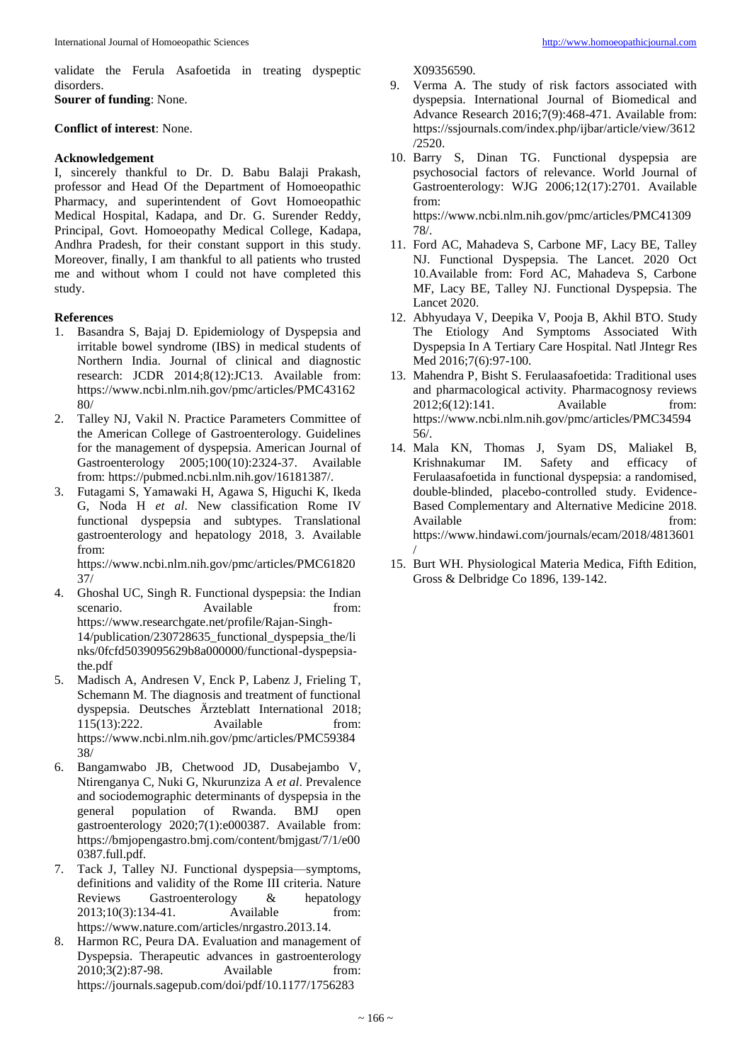validate the Ferula Asafoetida in treating dyspeptic disorders.

**Sourer of funding**: None.

**Conflict of interest**: None.

**Acknowledgement**

I, sincerely thankful to Dr. D. Babu Balaji Prakash, professor and Head Of the Department of Homoeopathic Pharmacy, and superintendent of Govt Homoeopathic Medical Hospital, Kadapa, and Dr. G. Surender Reddy, Principal, Govt. Homoeopathy Medical College, Kadapa, Andhra Pradesh, for their constant support in this study. Moreover, finally, I am thankful to all patients who trusted me and without whom I could not have completed this study.

**References**

1. Basandra S, Bajaj D. Epidemiology of Dyspepsia and irritable bowel syndrome (IBS) in medical students of Northern India. Journal of clinical and diagnostic research: JCDR 2014;8(12):JC13. Available from: https://www.ncbi.nlm.nih.gov/pmc/articles/PMC4316280/
2. Talley NJ, Vakil N. Practice Parameters Committee of the American College of Gastroenterology. Guidelines for the management of dyspepsia. American Journal of Gastroenterology 2005;100(10):2324-37. Available from: https://pubmed.ncbi.nlm.nih.gov/16181387/.
3. Futagami S, Yamawaki H, Agawa S, Higuchi K, Ikeda G, Noda H *et al*. New classification Rome IV functional dyspepsia and subtypes. Translational gastroenterology and hepatology 2018, 3. Available from: https://www.ncbi.nlm.nih.gov/pmc/articles/PMC6182037/
4. Ghoshal UC, Singh R. Functional dyspepsia: the Indian scenario. Available from: https://www.researchgate.net/profile/Rajan-Singh-14/publication/230728635_functional_dyspepsia_the/links/0fcfd5039095629b8a000000/functional-dyspepsia-the.pdf
5. Madisch A, Andresen V, Enck P, Labenz J, Frieling T, Schemann M. The diagnosis and treatment of functional dyspepsia. Deutsches Ärzteblatt International 2018; 115(13):222. Available from: https://www.ncbi.nlm.nih.gov/pmc/articles/PMC5938438/
6. Bangamwabo JB, Chetwood JD, Dusabejambo V, Ntirenganya C, Nuki G, Nkurunziza A *et al*. Prevalence and sociodemographic determinants of dyspepsia in the general population of Rwanda. BMJ open gastroenterology 2020;7(1):e000387. Available from: https://bmjopengastro.bmj.com/content/bmjgast/7/1/e000387.full.pdf.
7. Tack J, Talley NJ. Functional dyspepsia—symptoms, definitions and validity of the Rome III criteria. Nature Reviews Gastroenterology & hepatology 2013;10(3):134-41. Available from: https://www.nature.com/articles/nrgastro.2013.14.
8. Harmon RC, Peura DA. Evaluation and management of Dyspepsia. Therapeutic advances in gastroenterology 2010;3(2):87-98. Available from: https://journals.sagepub.com/doi/pdf/10.1177/1756283X09356590.
9. Verma A. The study of risk factors associated with dyspepsia. International Journal of Biomedical and Advance Research 2016;7(9):468-471. Available from: https://ssjournals.com/index.php/ijbar/article/view/3612/2520.
10. Barry S, Dinan TG. Functional dyspepsia are psychosocial factors of relevance. World Journal of Gastroenterology: WJG 2006;12(17):2701. Available from: https://www.ncbi.nlm.nih.gov/pmc/articles/PMC4130978/.
11. Ford AC, Mahadeva S, Carbone MF, Lacy BE, Talley NJ. Functional Dyspepsia. The Lancet. 2020 Oct 10.Available from: Ford AC, Mahadeva S, Carbone MF, Lacy BE, Talley NJ. Functional Dyspepsia. The Lancet 2020.
12. Abhyudaya V, Deepika V, Pooja B, Akhil BTO. Study The Etiology And Symptoms Associated With Dyspepsia In A Tertiary Care Hospital. Natl JIntegr Res Med 2016;7(6):97-100.
13. Mahendra P, Bisht S. Ferulaasafoetida: Traditional uses and pharmacological activity. Pharmacognosy reviews 2012;6(12):141. Available from: https://www.ncbi.nlm.nih.gov/pmc/articles/PMC3459456/.
14. Mala KN, Thomas J, Syam DS, Maliakel B, Krishnakumar IM. Safety and efficacy of Ferulaasafoetida in functional dyspepsia: a randomised, double-blinded, placebo-controlled study. Evidence-Based Complementary and Alternative Medicine 2018. Available from: https://www.hindawi.com/journals/ecam/2018/4813601/
15. Burt WH. Physiological Materia Medica, Fifth Edition, Gross & Delbridge Co 1896, 139-142.